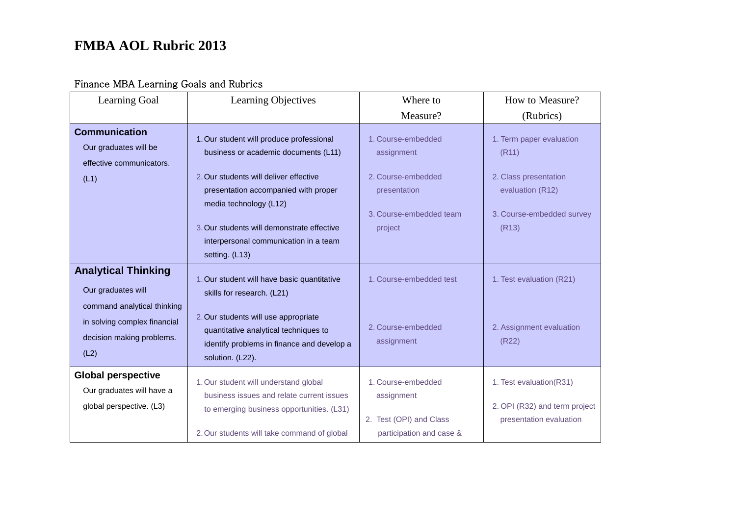# FMBA AOL Rubric 2013

Finance MBA Learning Goals and Rubrics

| Learning Goal | Learning Objectives | Where to Measure? | How to Measure? (Rubrics) |
|---|---|---|---|
| **Communication** Our graduates will be effective communicators. (L1) | 1. Our student will produce professional business or academic documents (L11)<br>2. Our students will deliver effective presentation accompanied with proper media technology (L12)<br>3. Our students will demonstrate effective interpersonal communication in a team setting. (L13) | 1. Course-embedded assignment<br>2. Course-embedded presentation<br>3. Course-embedded team project | 1. Term paper evaluation (R11)<br>2. Class presentation evaluation (R12)<br>3. Course-embedded survey (R13) |
| **Analytical Thinking** Our graduates will command analytical thinking in solving complex financial decision making problems. (L2) | 1. Our student will have basic quantitative skills for research. (L21)<br>2. Our students will use appropriate quantitative analytical techniques to identify problems in finance and develop a solution. (L22). | 1. Course-embedded test<br>2. Course-embedded assignment | 1. Test evaluation (R21)<br>2. Assignment evaluation (R22) |
| **Global perspective** Our graduates will have a global perspective. (L3) | 1. Our student will understand global business issues and relate current issues to emerging business opportunities. (L31)<br>2. Our students will take command of global | 1. Course-embedded assignment<br>2. Test (OPI) and Class participation and case & | 1. Test evaluation(R31)<br>2. OPI (R32) and term project presentation evaluation |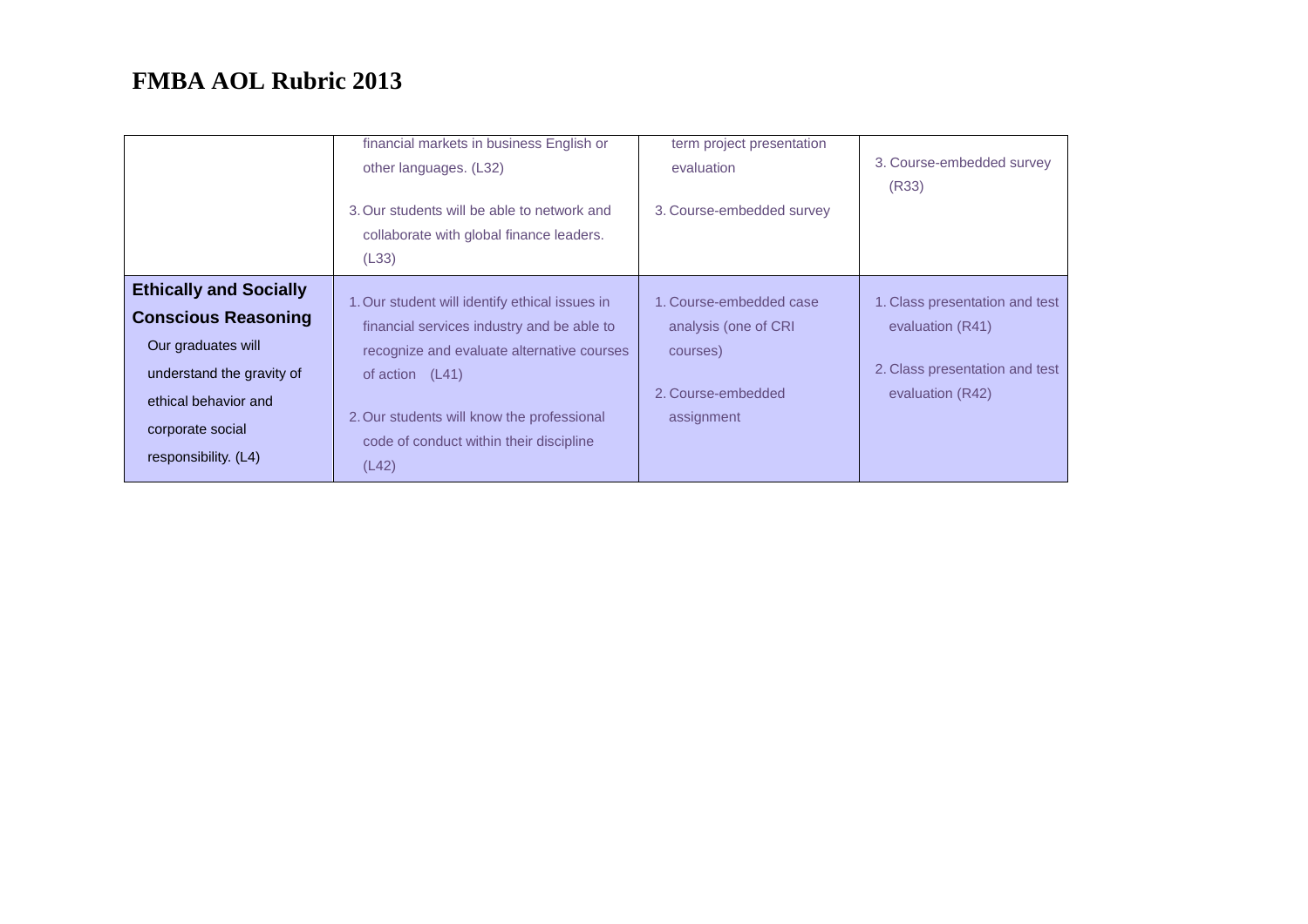# FMBA AOL Rubric 2013

| | | | |
|---|---|---|---|
| | financial markets in business English or other languages. (L32)<br><br>3. Our students will be able to network and collaborate with global finance leaders. (L33) | term project presentation evaluation<br><br>3. Course-embedded survey | 3. Course-embedded survey (R33) |
| **Ethically and Socially Conscious Reasoning**<br>Our graduates will understand the gravity of ethical behavior and corporate social responsibility. (L4) | 1. Our student will identify ethical issues in financial services industry and be able to recognize and evaluate alternative courses of action (L41)<br><br>2. Our students will know the professional code of conduct within their discipline (L42) | 1. Course-embedded case analysis (one of CRI courses)<br><br>2. Course-embedded assignment | 1. Class presentation and test evaluation (R41)<br><br>2. Class presentation and test evaluation (R42) |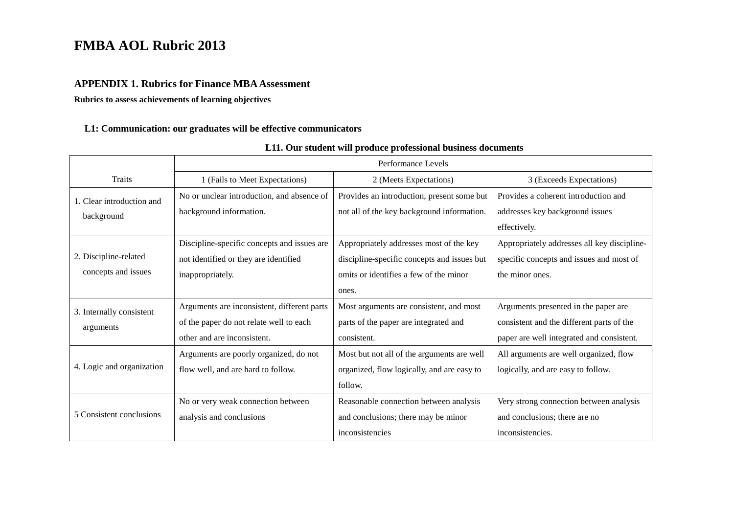# FMBA AOL Rubric 2013

### APPENDIX 1. Rubrics for Finance MBA Assessment

**Rubrics to assess achievements of learning objectives**

**L1: Communication: our graduates will be effective communicators**

**L11. Our student will produce professional business documents**

| Traits | Performance Levels | | |
|---|---|---|---|
| | 1 (Fails to Meet Expectations) | 2 (Meets Expectations) | 3 (Exceeds Expectations) |
| 1. Clear introduction and background | No or unclear introduction, and absence of background information. | Provides an introduction, present some but not all of the key background information. | Provides a coherent introduction and addresses key background issues effectively. |
| 2. Discipline-related concepts and issues | Discipline-specific concepts and issues are not identified or they are identified inappropriately. | Appropriately addresses most of the key discipline-specific concepts and issues but omits or identifies a few of the minor ones. | Appropriately addresses all key discipline-specific concepts and issues and most of the minor ones. |
| 3. Internally consistent arguments | Arguments are inconsistent, different parts of the paper do not relate well to each other and are inconsistent. | Most arguments are consistent, and most parts of the paper are integrated and consistent. | Arguments presented in the paper are consistent and the different parts of the paper are well integrated and consistent. |
| 4. Logic and organization | Arguments are poorly organized, do not flow well, and are hard to follow. | Most but not all of the arguments are well organized, flow logically, and are easy to follow. | All arguments are well organized, flow logically, and are easy to follow. |
| 5 Consistent conclusions | No or very weak connection between analysis and conclusions | Reasonable connection between analysis and conclusions; there may be minor inconsistencies | Very strong connection between analysis and conclusions; there are no inconsistencies. |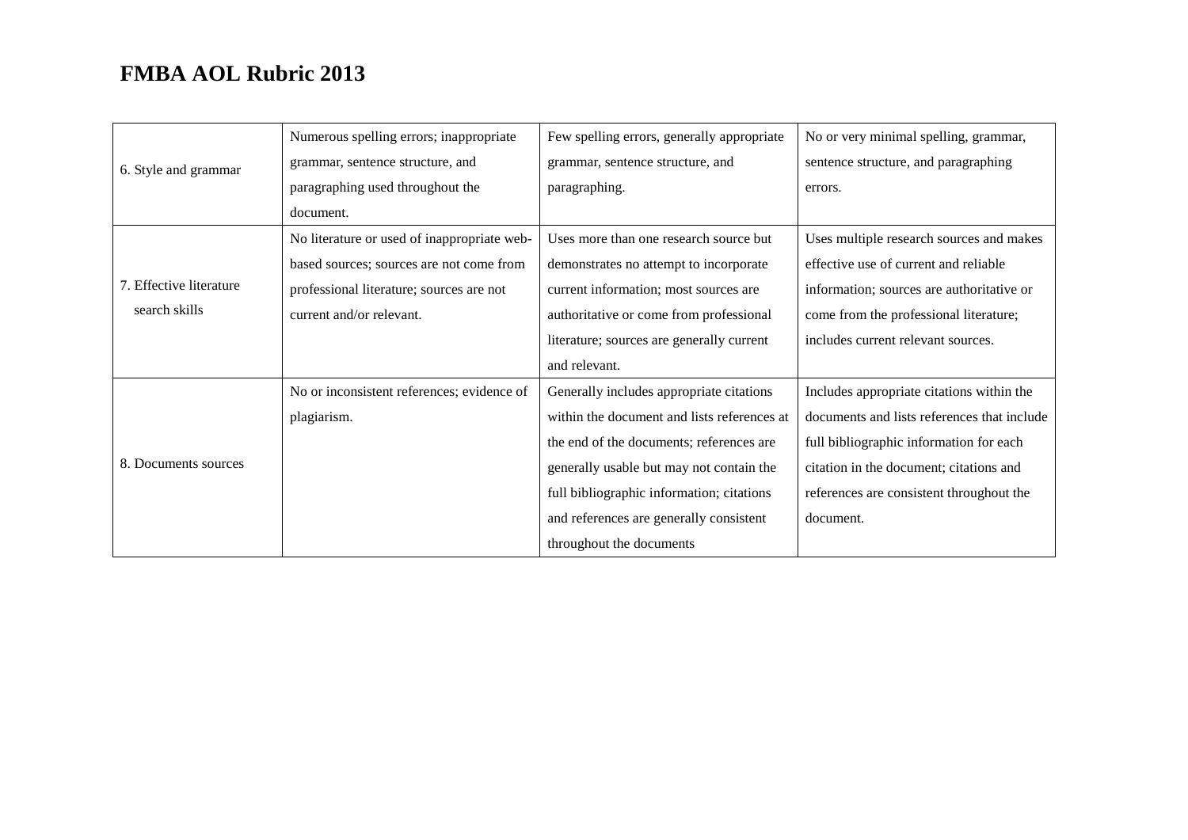# FMBA AOL Rubric 2013

| | | | |
|---|---|---|---|
| 6. Style and grammar | Numerous spelling errors; inappropriate grammar, sentence structure, and paragraphing used throughout the document. | Few spelling errors, generally appropriate grammar, sentence structure, and paragraphing. | No or very minimal spelling, grammar, sentence structure, and paragraphing errors. |
| 7. Effective literature search skills | No literature or used of inappropriate web-based sources; sources are not come from professional literature; sources are not current and/or relevant. | Uses more than one research source but demonstrates no attempt to incorporate current information; most sources are authoritative or come from professional literature; sources are generally current and relevant. | Uses multiple research sources and makes effective use of current and reliable information; sources are authoritative or come from the professional literature; includes current relevant sources. |
| 8. Documents sources | No or inconsistent references; evidence of plagiarism. | Generally includes appropriate citations within the document and lists references at the end of the documents; references are generally usable but may not contain the full bibliographic information; citations and references are generally consistent throughout the documents | Includes appropriate citations within the documents and lists references that include full bibliographic information for each citation in the document; citations and references are consistent throughout the document. |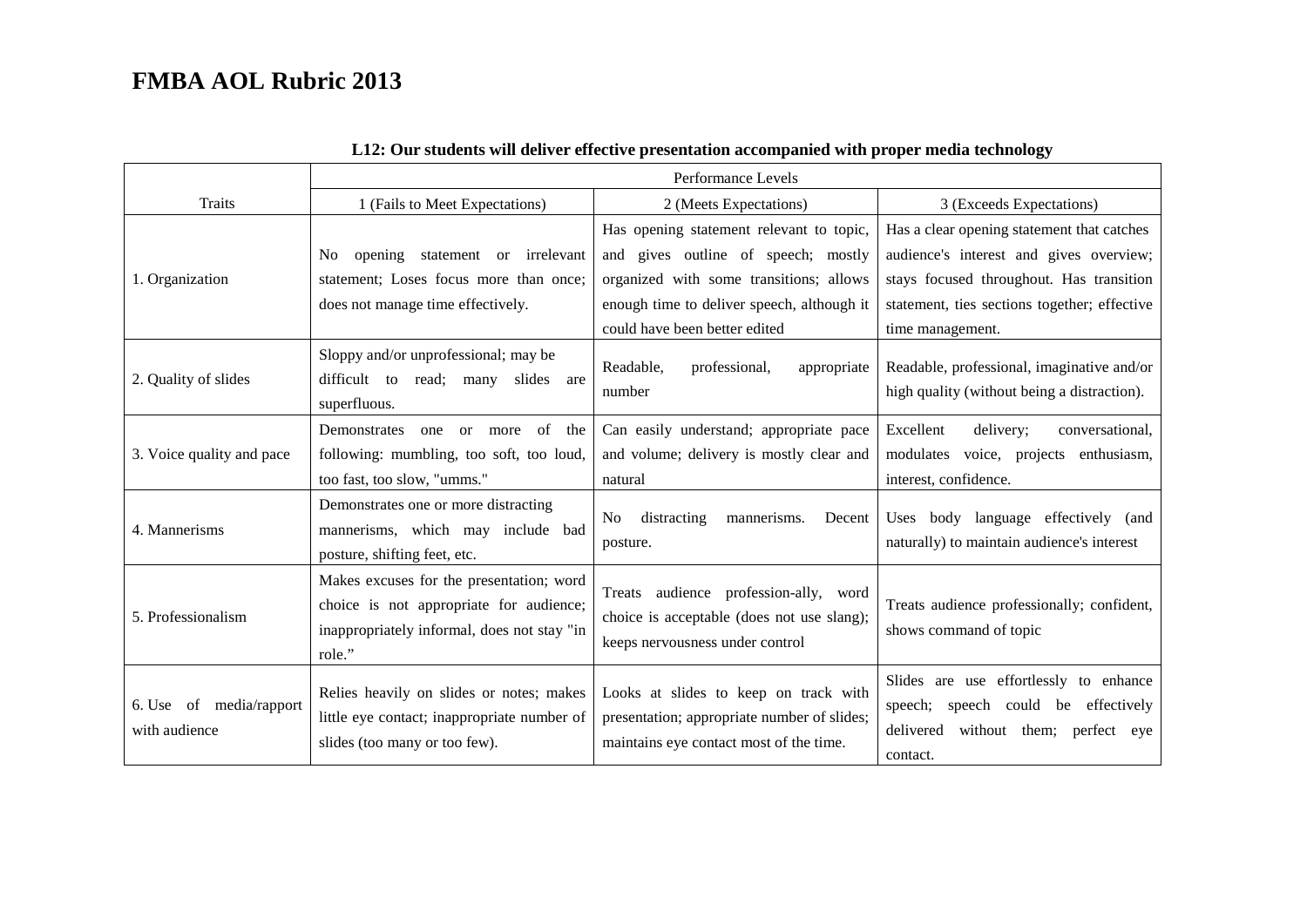# FMBA AOL Rubric 2013

**L12: Our students will deliver effective presentation accompanied with proper media technology**

| | Performance Levels | | |
|---|---|---|---|
| Traits | 1 (Fails to Meet Expectations) | 2 (Meets Expectations) | 3 (Exceeds Expectations) |
| 1. Organization | No opening statement or irrelevant statement; Loses focus more than once; does not manage time effectively. | Has opening statement relevant to topic, and gives outline of speech; mostly organized with some transitions; allows enough time to deliver speech, although it could have been better edited | Has a clear opening statement that catches audience's interest and gives overview; stays focused throughout. Has transition statement, ties sections together; effective time management. |
| 2. Quality of slides | Sloppy and/or unprofessional; may be difficult to read; many slides are superfluous. | Readable, professional, appropriate number | Readable, professional, imaginative and/or high quality (without being a distraction). |
| 3. Voice quality and pace | Demonstrates one or more of the following: mumbling, too soft, too loud, too fast, too slow, "umms." | Can easily understand; appropriate pace and volume; delivery is mostly clear and natural | Excellent delivery; conversational, modulates voice, projects enthusiasm, interest, confidence. |
| 4. Mannerisms | Demonstrates one or more distracting mannerisms, which may include bad posture, shifting feet, etc. | No distracting mannerisms. Decent posture. | Uses body language effectively (and naturally) to maintain audience's interest |
| 5. Professionalism | Makes excuses for the presentation; word choice is not appropriate for audience; inappropriately informal, does not stay "in role." | Treats audience profession-ally, word choice is acceptable (does not use slang); keeps nervousness under control | Treats audience professionally; confident, shows command of topic |
| 6. Use of media/rapport with audience | Relies heavily on slides or notes; makes little eye contact; inappropriate number of slides (too many or too few). | Looks at slides to keep on track with presentation; appropriate number of slides; maintains eye contact most of the time. | Slides are use effortlessly to enhance speech; speech could be effectively delivered without them; perfect eye contact. |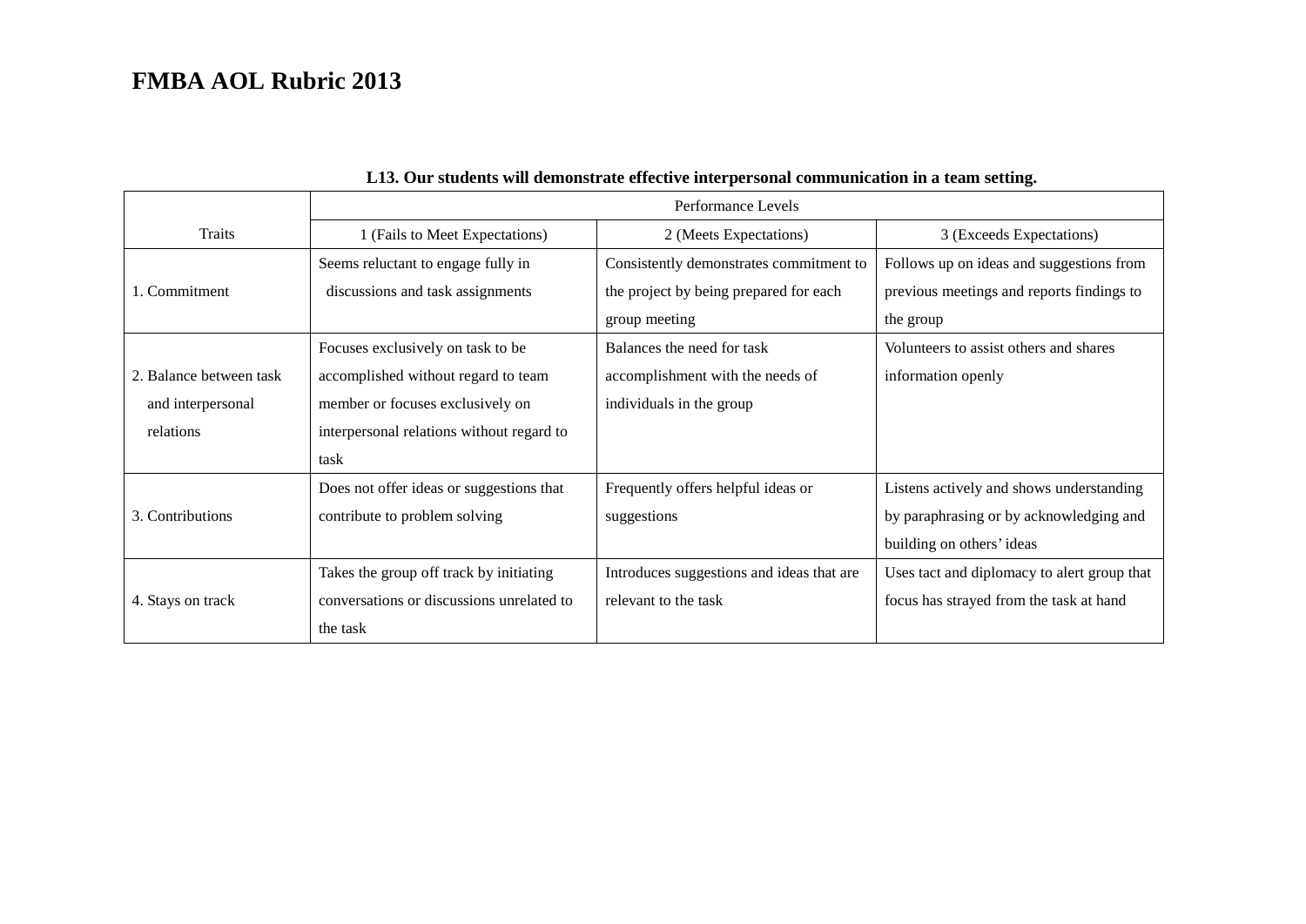# FMBA AOL Rubric 2013

**L13. Our students will demonstrate effective interpersonal communication in a team setting.**

| Traits | Performance Levels | | |
|---|---|---|---|
| | 1 (Fails to Meet Expectations) | 2 (Meets Expectations) | 3 (Exceeds Expectations) |
| 1. Commitment | Seems reluctant to engage fully in discussions and task assignments | Consistently demonstrates commitment to the project by being prepared for each group meeting | Follows up on ideas and suggestions from previous meetings and reports findings to the group |
| 2. Balance between task and interpersonal relations | Focuses exclusively on task to be accomplished without regard to team member or focuses exclusively on interpersonal relations without regard to task | Balances the need for task accomplishment with the needs of individuals in the group | Volunteers to assist others and shares information openly |
| 3. Contributions | Does not offer ideas or suggestions that contribute to problem solving | Frequently offers helpful ideas or suggestions | Listens actively and shows understanding by paraphrasing or by acknowledging and building on others' ideas |
| 4. Stays on track | Takes the group off track by initiating conversations or discussions unrelated to the task | Introduces suggestions and ideas that are relevant to the task | Uses tact and diplomacy to alert group that focus has strayed from the task at hand |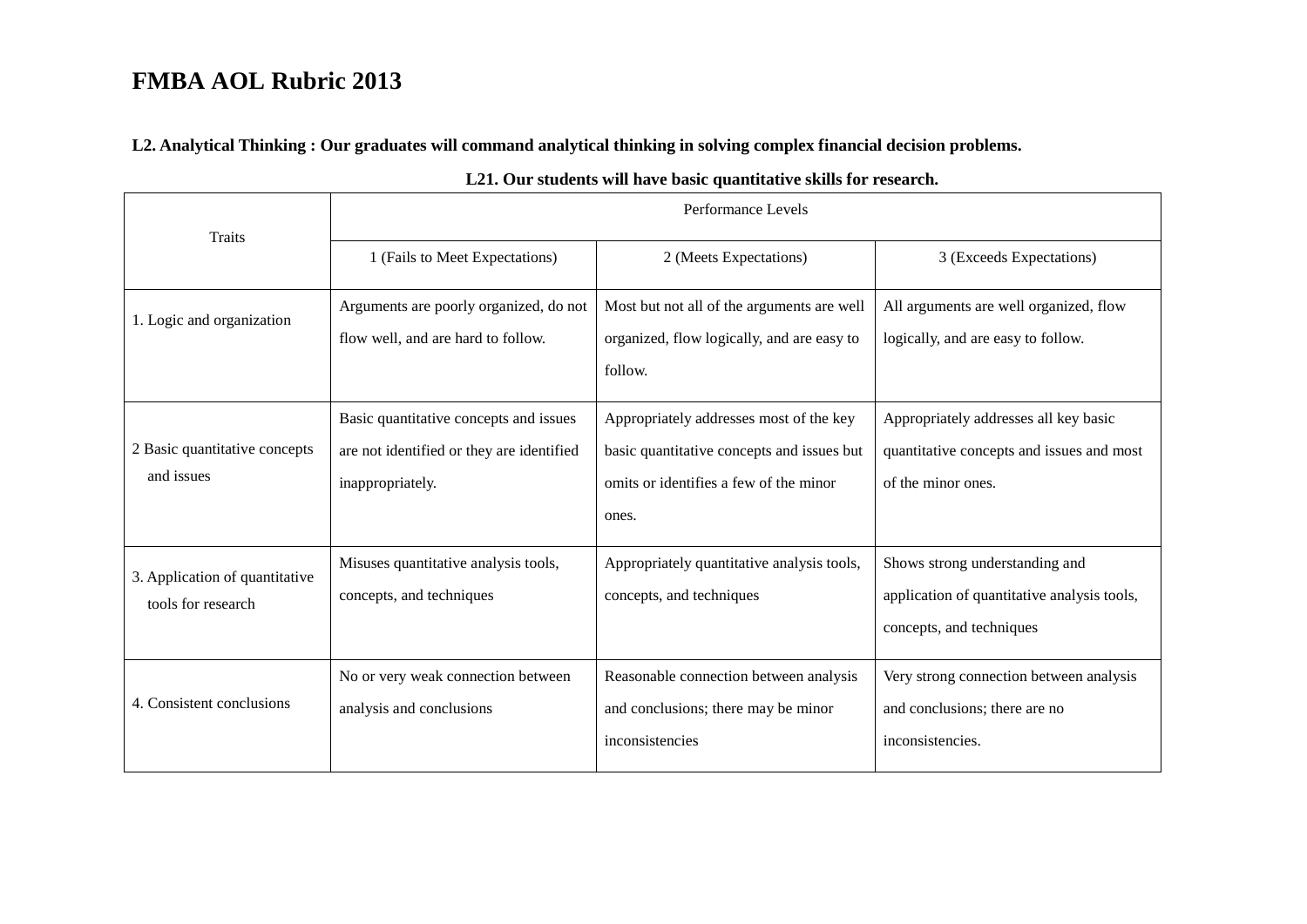# FMBA AOL Rubric 2013

**L2. Analytical Thinking : Our graduates will command analytical thinking in solving complex financial decision problems.**

**L21. Our students will have basic quantitative skills for research.**

| Traits | Performance Levels | | |
|---|---|---|---|
| | 1 (Fails to Meet Expectations) | 2 (Meets Expectations) | 3 (Exceeds Expectations) |
| 1. Logic and organization | Arguments are poorly organized, do not flow well, and are hard to follow. | Most but not all of the arguments are well organized, flow logically, and are easy to follow. | All arguments are well organized, flow logically, and are easy to follow. |
| 2 Basic quantitative concepts and issues | Basic quantitative concepts and issues are not identified or they are identified inappropriately. | Appropriately addresses most of the key basic quantitative concepts and issues but omits or identifies a few of the minor ones. | Appropriately addresses all key basic quantitative concepts and issues and most of the minor ones. |
| 3. Application of quantitative tools for research | Misuses quantitative analysis tools, concepts, and techniques | Appropriately quantitative analysis tools, concepts, and techniques | Shows strong understanding and application of quantitative analysis tools, concepts, and techniques |
| 4. Consistent conclusions | No or very weak connection between analysis and conclusions | Reasonable connection between analysis and conclusions; there may be minor inconsistencies | Very strong connection between analysis and conclusions; there are no inconsistencies. |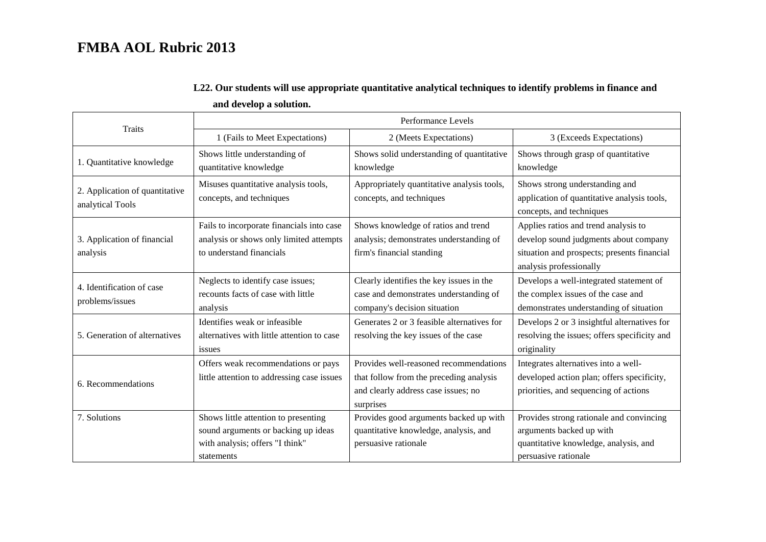# FMBA AOL Rubric 2013

**L22. Our students will use appropriate quantitative analytical techniques to identify problems in finance and and develop a solution.**

| Traits | Performance Levels | | |
|---|---|---|---|
| | 1 (Fails to Meet Expectations) | 2 (Meets Expectations) | 3 (Exceeds Expectations) |
| 1. Quantitative knowledge | Shows little understanding of quantitative knowledge | Shows solid understanding of quantitative knowledge | Shows through grasp of quantitative knowledge |
| 2. Application of quantitative analytical Tools | Misuses quantitative analysis tools, concepts, and techniques | Appropriately quantitative analysis tools, concepts, and techniques | Shows strong understanding and application of quantitative analysis tools, concepts, and techniques |
| 3. Application of financial analysis | Fails to incorporate financials into case analysis or shows only limited attempts to understand financials | Shows knowledge of ratios and trend analysis; demonstrates understanding of firm's financial standing | Applies ratios and trend analysis to develop sound judgments about company situation and prospects; presents financial analysis professionally |
| 4. Identification of case problems/issues | Neglects to identify case issues; recounts facts of case with little analysis | Clearly identifies the key issues in the case and demonstrates understanding of company's decision situation | Develops a well-integrated statement of the complex issues of the case and demonstrates understanding of situation |
| 5. Generation of alternatives | Identifies weak or infeasible alternatives with little attention to case issues | Generates 2 or 3 feasible alternatives for resolving the key issues of the case | Develops 2 or 3 insightful alternatives for resolving the issues; offers specificity and originality |
| 6. Recommendations | Offers weak recommendations or pays little attention to addressing case issues | Provides well-reasoned recommendations that follow from the preceding analysis and clearly address case issues; no surprises | Integrates alternatives into a well-developed action plan; offers specificity, priorities, and sequencing of actions |
| 7. Solutions | Shows little attention to presenting sound arguments or backing up ideas with analysis; offers "I think" statements | Provides good arguments backed up with quantitative knowledge, analysis, and persuasive rationale | Provides strong rationale and convincing arguments backed up with quantitative knowledge, analysis, and persuasive rationale |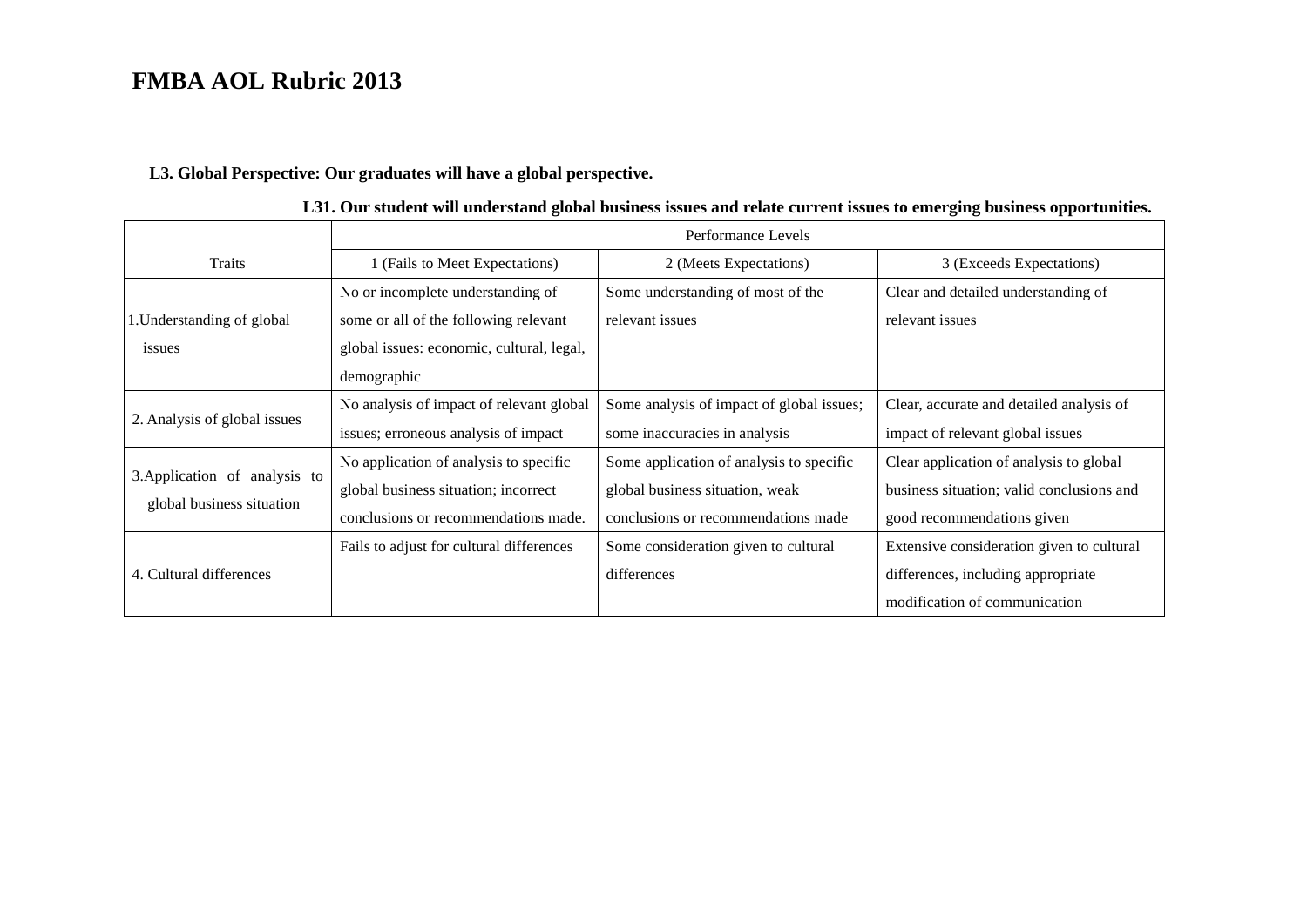# FMBA AOL Rubric 2013

**L3. Global Perspective: Our graduates will have a global perspective.**

**L31. Our student will understand global business issues and relate current issues to emerging business opportunities.**

| Traits | Performance Levels | | |
|---|---|---|---|
| | 1 (Fails to Meet Expectations) | 2 (Meets Expectations) | 3 (Exceeds Expectations) |
| 1. Understanding of global issues | No or incomplete understanding of some or all of the following relevant global issues: economic, cultural, legal, demographic | Some understanding of most of the relevant issues | Clear and detailed understanding of relevant issues |
| 2. Analysis of global issues | No analysis of impact of relevant global issues; erroneous analysis of impact | Some analysis of impact of global issues; some inaccuracies in analysis | Clear, accurate and detailed analysis of impact of relevant global issues |
| 3. Application of analysis to global business situation | No application of analysis to specific global business situation; incorrect conclusions or recommendations made. | Some application of analysis to specific global business situation, weak conclusions or recommendations made | Clear application of analysis to global business situation; valid conclusions and good recommendations given |
| 4. Cultural differences | Fails to adjust for cultural differences | Some consideration given to cultural differences | Extensive consideration given to cultural differences, including appropriate modification of communication |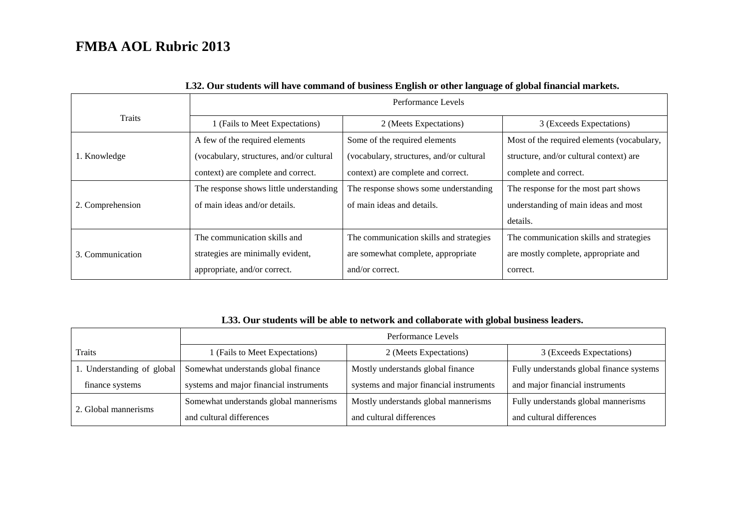# FMBA AOL Rubric 2013

**L32. Our students will have command of business English or other language of global financial markets.**

| Traits | Performance Levels | | |
|---|---|---|---|
| | 1 (Fails to Meet Expectations) | 2 (Meets Expectations) | 3 (Exceeds Expectations) |
| 1. Knowledge | A few of the required elements (vocabulary, structures, and/or cultural context) are complete and correct. | Some of the required elements (vocabulary, structures, and/or cultural context) are complete and correct. | Most of the required elements (vocabulary, structure, and/or cultural context) are complete and correct. |
| 2. Comprehension | The response shows little understanding of main ideas and/or details. | The response shows some understanding of main ideas and details. | The response for the most part shows understanding of main ideas and most details. |
| 3. Communication | The communication skills and strategies are minimally evident, appropriate, and/or correct. | The communication skills and strategies are somewhat complete, appropriate and/or correct. | The communication skills and strategies are mostly complete, appropriate and correct. |

**L33. Our students will be able to network and collaborate with global business leaders.**

| Traits | Performance Levels | | |
|---|---|---|---|
| | 1 (Fails to Meet Expectations) | 2 (Meets Expectations) | 3 (Exceeds Expectations) |
| 1. Understanding of global finance systems | Somewhat understands global finance systems and major financial instruments | Mostly understands global finance systems and major financial instruments | Fully understands global finance systems and major financial instruments |
| 2. Global mannerisms | Somewhat understands global mannerisms and cultural differences | Mostly understands global mannerisms and cultural differences | Fully understands global mannerisms and cultural differences |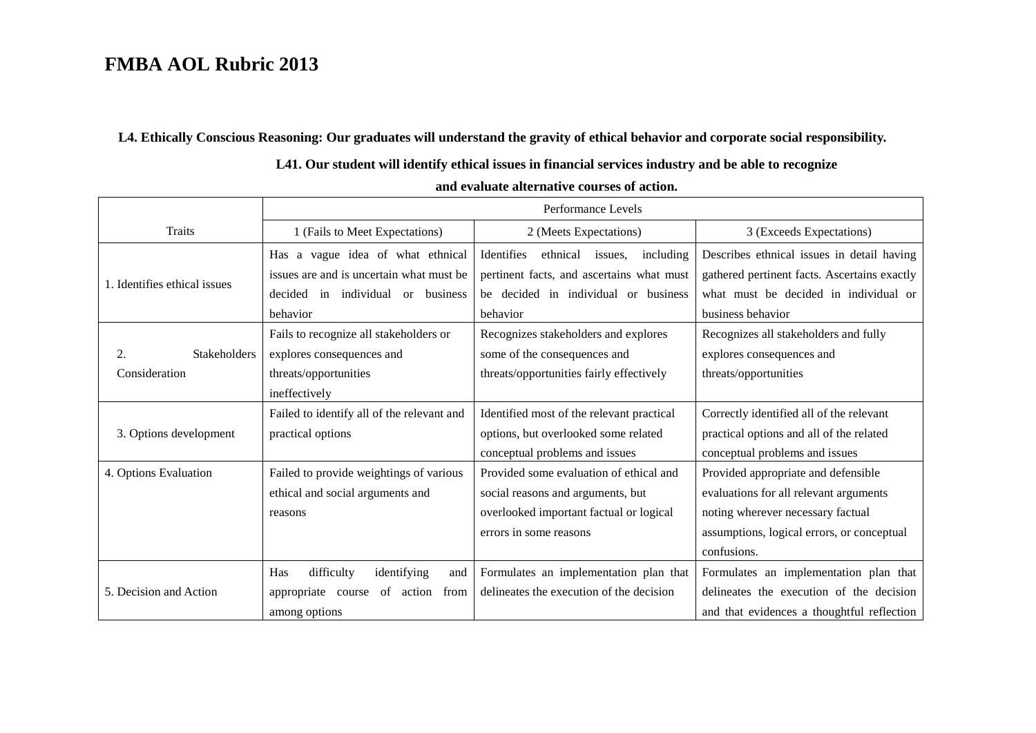# FMBA AOL Rubric 2013

**L4. Ethically Conscious Reasoning: Our graduates will understand the gravity of ethical behavior and corporate social responsibility.**

**L41. Our student will identify ethical issues in financial services industry and be able to recognize and evaluate alternative courses of action.**

| Traits | Performance Levels | | |
|---|---|---|---|
| | 1 (Fails to Meet Expectations) | 2 (Meets Expectations) | 3 (Exceeds Expectations) |
| 1. Identifies ethical issues | Has a vague idea of what ethnical issues are and is uncertain what must be decided in individual or business behavior | Identifies ethnical issues, including pertinent facts, and ascertains what must be decided in individual or business behavior | Describes ethnical issues in detail having gathered pertinent facts. Ascertains exactly what must be decided in individual or business behavior |
| 2. Stakeholders Consideration | Fails to recognize all stakeholders or explores consequences and threats/opportunities ineffectively | Recognizes stakeholders and explores some of the consequences and threats/opportunities fairly effectively | Recognizes all stakeholders and fully explores consequences and threats/opportunities |
| 3. Options development | Failed to identify all of the relevant and practical options | Identified most of the relevant practical options, but overlooked some related conceptual problems and issues | Correctly identified all of the relevant practical options and all of the related conceptual problems and issues |
| 4. Options Evaluation | Failed to provide weightings of various ethical and social arguments and reasons | Provided some evaluation of ethical and social reasons and arguments, but overlooked important factual or logical errors in some reasons | Provided appropriate and defensible evaluations for all relevant arguments noting wherever necessary factual assumptions, logical errors, or conceptual confusions. |
| 5. Decision and Action | Has difficulty identifying and appropriate course of action from among options | Formulates an implementation plan that delineates the execution of the decision | Formulates an implementation plan that delineates the execution of the decision and that evidences a thoughtful reflection |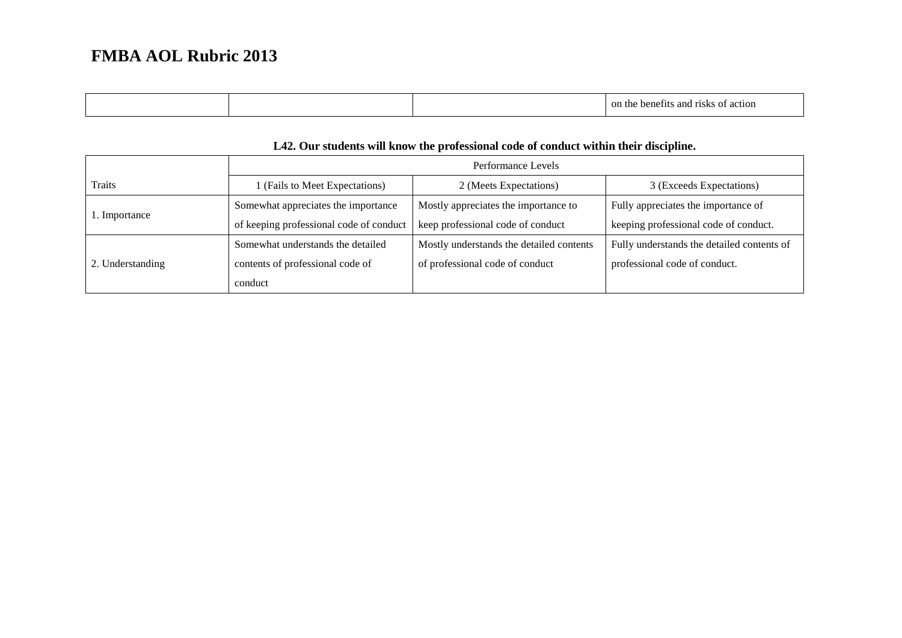# FMBA AOL Rubric 2013

| | | | |
|---|---|---|---|
| | | | on the benefits and risks of action |

**L42. Our students will know the professional code of conduct within their discipline.**

| | Performance Levels | | |
|---|---|---|---|
| Traits | 1 (Fails to Meet Expectations) | 2 (Meets Expectations) | 3 (Exceeds Expectations) |
| 1. Importance | Somewhat appreciates the importance of keeping professional code of conduct | Mostly appreciates the importance to keep professional code of conduct | Fully appreciates the importance of keeping professional code of conduct. |
| 2. Understanding | Somewhat understands the detailed contents of professional code of conduct | Mostly understands the detailed contents of professional code of conduct | Fully understands the detailed contents of professional code of conduct. |